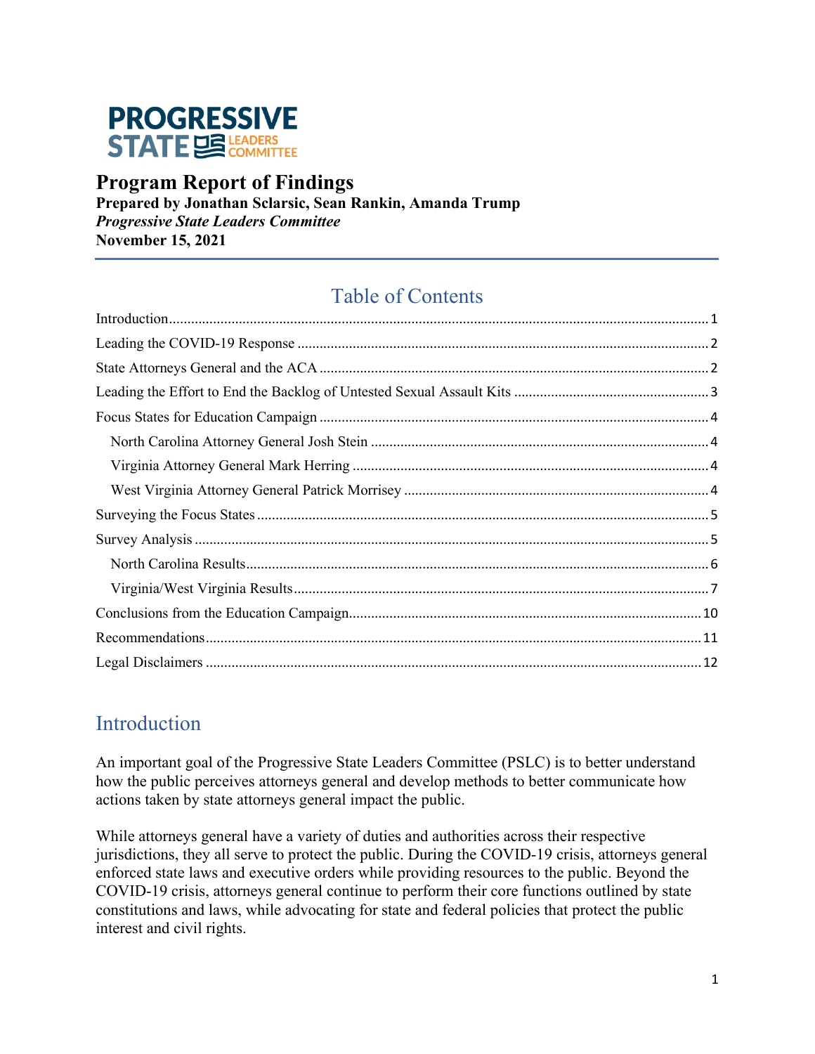**PROGRESSIVE STATE LEADERS COMMITTEE**

# Program Report of Findings

**Prepared by Jonathan Sclarsic, Sean Rankin, Amanda Trump**
***Progressive State Leaders Committee***
**November 15, 2021**

## Table of Contents

- Introduction ..... 1
- Leading the COVID-19 Response ..... 2
- State Attorneys General and the ACA ..... 2
- Leading the Effort to End the Backlog of Untested Sexual Assault Kits ..... 3
- Focus States for Education Campaign ..... 4
  - North Carolina Attorney General Josh Stein ..... 4
  - Virginia Attorney General Mark Herring ..... 4
  - West Virginia Attorney General Patrick Morrisey ..... 4
- Surveying the Focus States ..... 5
- Survey Analysis ..... 5
  - North Carolina Results ..... 6
  - Virginia/West Virginia Results ..... 7
- Conclusions from the Education Campaign ..... 10
- Recommendations ..... 11
- Legal Disclaimers ..... 12

## Introduction

An important goal of the Progressive State Leaders Committee (PSLC) is to better understand how the public perceives attorneys general and develop methods to better communicate how actions taken by state attorneys general impact the public.

While attorneys general have a variety of duties and authorities across their respective jurisdictions, they all serve to protect the public. During the COVID-19 crisis, attorneys general enforced state laws and executive orders while providing resources to the public. Beyond the COVID-19 crisis, attorneys general continue to perform their core functions outlined by state constitutions and laws, while advocating for state and federal policies that protect the public interest and civil rights.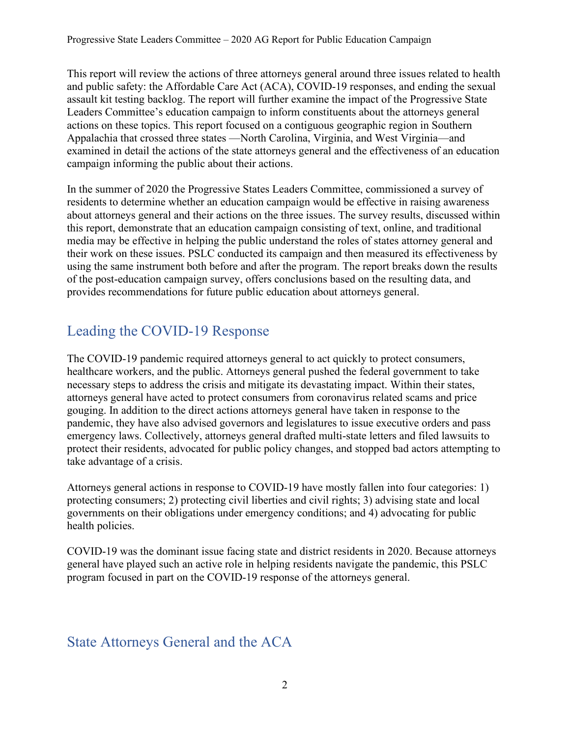This report will review the actions of three attorneys general around three issues related to health and public safety: the Affordable Care Act (ACA), COVID-19 responses, and ending the sexual assault kit testing backlog. The report will further examine the impact of the Progressive State Leaders Committee's education campaign to inform constituents about the attorneys general actions on these topics. This report focused on a contiguous geographic region in Southern Appalachia that crossed three states —North Carolina, Virginia, and West Virginia—and examined in detail the actions of the state attorneys general and the effectiveness of an education campaign informing the public about their actions.

In the summer of 2020 the Progressive States Leaders Committee, commissioned a survey of residents to determine whether an education campaign would be effective in raising awareness about attorneys general and their actions on the three issues. The survey results, discussed within this report, demonstrate that an education campaign consisting of text, online, and traditional media may be effective in helping the public understand the roles of states attorney general and their work on these issues. PSLC conducted its campaign and then measured its effectiveness by using the same instrument both before and after the program. The report breaks down the results of the post-education campaign survey, offers conclusions based on the resulting data, and provides recommendations for future public education about attorneys general.

## Leading the COVID-19 Response

The COVID-19 pandemic required attorneys general to act quickly to protect consumers, healthcare workers, and the public. Attorneys general pushed the federal government to take necessary steps to address the crisis and mitigate its devastating impact. Within their states, attorneys general have acted to protect consumers from coronavirus related scams and price gouging. In addition to the direct actions attorneys general have taken in response to the pandemic, they have also advised governors and legislatures to issue executive orders and pass emergency laws. Collectively, attorneys general drafted multi-state letters and filed lawsuits to protect their residents, advocated for public policy changes, and stopped bad actors attempting to take advantage of a crisis.

Attorneys general actions in response to COVID-19 have mostly fallen into four categories: 1) protecting consumers; 2) protecting civil liberties and civil rights; 3) advising state and local governments on their obligations under emergency conditions; and 4) advocating for public health policies.

COVID-19 was the dominant issue facing state and district residents in 2020. Because attorneys general have played such an active role in helping residents navigate the pandemic, this PSLC program focused in part on the COVID-19 response of the attorneys general.

## State Attorneys General and the ACA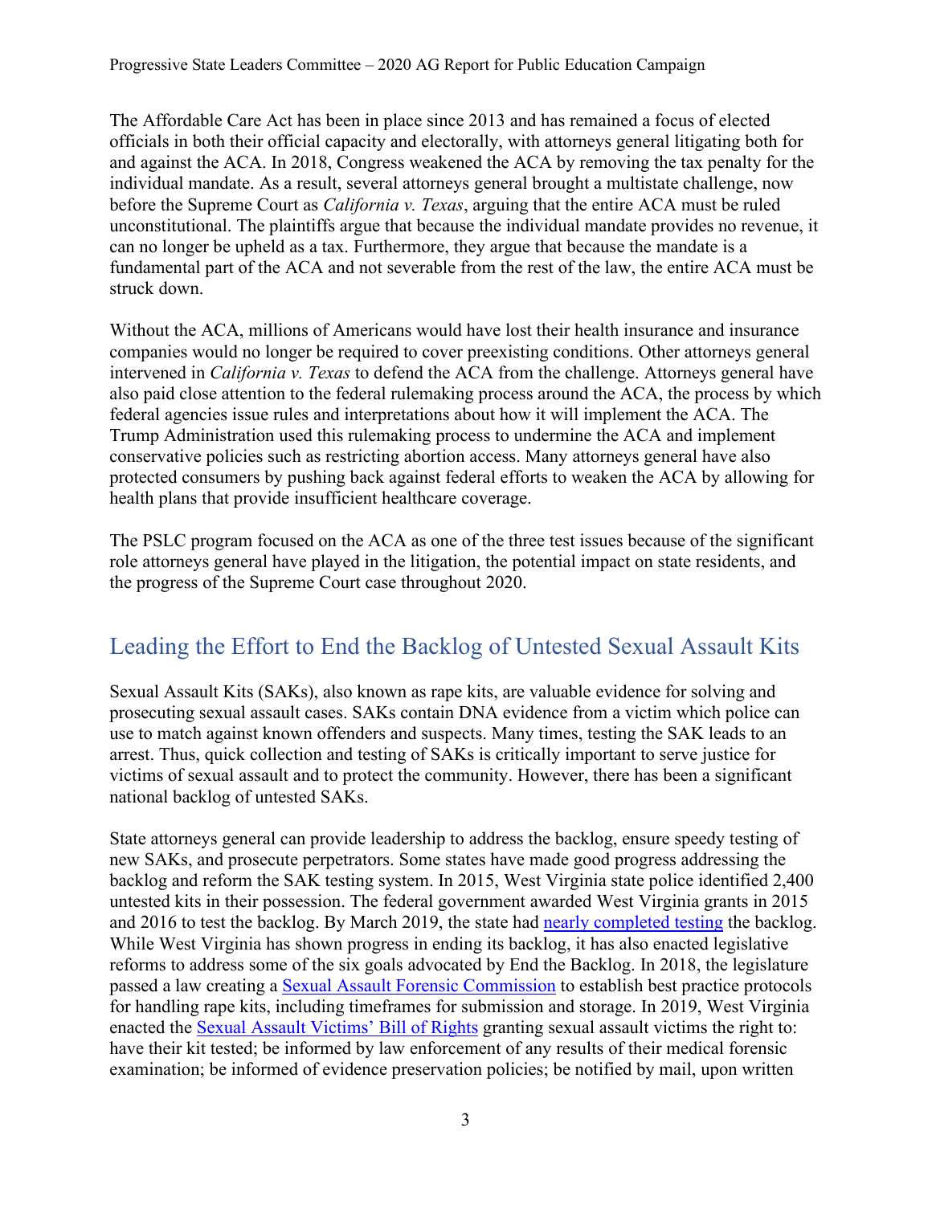The Affordable Care Act has been in place since 2013 and has remained a focus of elected officials in both their official capacity and electorally, with attorneys general litigating both for and against the ACA. In 2018, Congress weakened the ACA by removing the tax penalty for the individual mandate. As a result, several attorneys general brought a multistate challenge, now before the Supreme Court as *California v. Texas*, arguing that the entire ACA must be ruled unconstitutional. The plaintiffs argue that because the individual mandate provides no revenue, it can no longer be upheld as a tax. Furthermore, they argue that because the mandate is a fundamental part of the ACA and not severable from the rest of the law, the entire ACA must be struck down.

Without the ACA, millions of Americans would have lost their health insurance and insurance companies would no longer be required to cover preexisting conditions. Other attorneys general intervened in *California v. Texas* to defend the ACA from the challenge. Attorneys general have also paid close attention to the federal rulemaking process around the ACA, the process by which federal agencies issue rules and interpretations about how it will implement the ACA. The Trump Administration used this rulemaking process to undermine the ACA and implement conservative policies such as restricting abortion access. Many attorneys general have also protected consumers by pushing back against federal efforts to weaken the ACA by allowing for health plans that provide insufficient healthcare coverage.

The PSLC program focused on the ACA as one of the three test issues because of the significant role attorneys general have played in the litigation, the potential impact on state residents, and the progress of the Supreme Court case throughout 2020.

## Leading the Effort to End the Backlog of Untested Sexual Assault Kits

Sexual Assault Kits (SAKs), also known as rape kits, are valuable evidence for solving and prosecuting sexual assault cases. SAKs contain DNA evidence from a victim which police can use to match against known offenders and suspects. Many times, testing the SAK leads to an arrest. Thus, quick collection and testing of SAKs is critically important to serve justice for victims of sexual assault and to protect the community. However, there has been a significant national backlog of untested SAKs.

State attorneys general can provide leadership to address the backlog, ensure speedy testing of new SAKs, and prosecute perpetrators. Some states have made good progress addressing the backlog and reform the SAK testing system. In 2015, West Virginia state police identified 2,400 untested kits in their possession. The federal government awarded West Virginia grants in 2015 and 2016 to test the backlog. By March 2019, the state had nearly completed testing the backlog. While West Virginia has shown progress in ending its backlog, it has also enacted legislative reforms to address some of the six goals advocated by End the Backlog. In 2018, the legislature passed a law creating a Sexual Assault Forensic Commission to establish best practice protocols for handling rape kits, including timeframes for submission and storage. In 2019, West Virginia enacted the Sexual Assault Victims' Bill of Rights granting sexual assault victims the right to: have their kit tested; be informed by law enforcement of any results of their medical forensic examination; be informed of evidence preservation policies; be notified by mail, upon written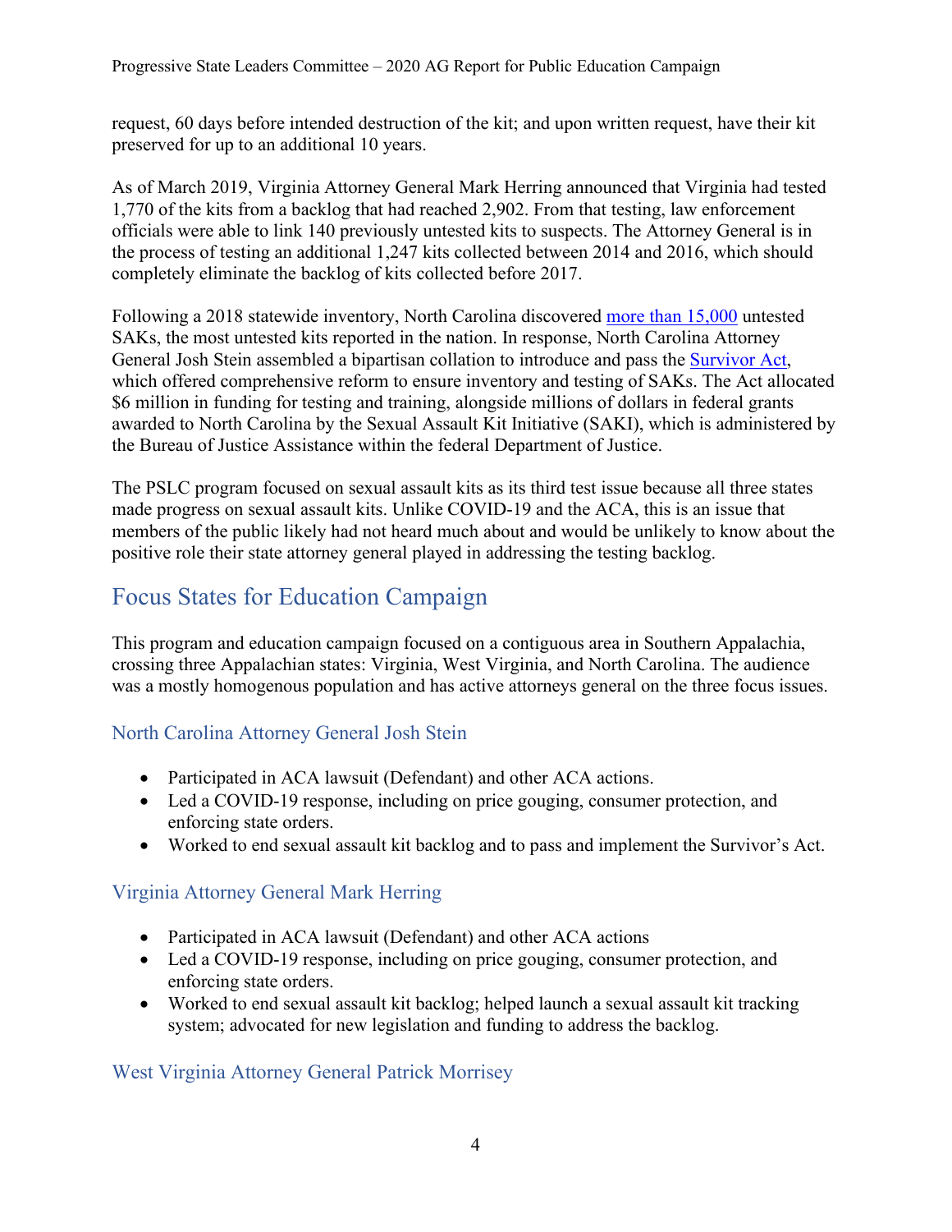request, 60 days before intended destruction of the kit; and upon written request, have their kit preserved for up to an additional 10 years.

As of March 2019, Virginia Attorney General Mark Herring announced that Virginia had tested 1,770 of the kits from a backlog that had reached 2,902. From that testing, law enforcement officials were able to link 140 previously untested kits to suspects. The Attorney General is in the process of testing an additional 1,247 kits collected between 2014 and 2016, which should completely eliminate the backlog of kits collected before 2017.

Following a 2018 statewide inventory, North Carolina discovered [more than 15,000]() untested SAKs, the most untested kits reported in the nation. In response, North Carolina Attorney General Josh Stein assembled a bipartisan collation to introduce and pass the [Survivor Act](), which offered comprehensive reform to ensure inventory and testing of SAKs. The Act allocated $6 million in funding for testing and training, alongside millions of dollars in federal grants awarded to North Carolina by the Sexual Assault Kit Initiative (SAKI), which is administered by the Bureau of Justice Assistance within the federal Department of Justice.

The PSLC program focused on sexual assault kits as its third test issue because all three states made progress on sexual assault kits. Unlike COVID-19 and the ACA, this is an issue that members of the public likely had not heard much about and would be unlikely to know about the positive role their state attorney general played in addressing the testing backlog.

## Focus States for Education Campaign

This program and education campaign focused on a contiguous area in Southern Appalachia, crossing three Appalachian states: Virginia, West Virginia, and North Carolina. The audience was a mostly homogenous population and has active attorneys general on the three focus issues.

### North Carolina Attorney General Josh Stein

- Participated in ACA lawsuit (Defendant) and other ACA actions.
- Led a COVID-19 response, including on price gouging, consumer protection, and enforcing state orders.
- Worked to end sexual assault kit backlog and to pass and implement the Survivor's Act.

### Virginia Attorney General Mark Herring

- Participated in ACA lawsuit (Defendant) and other ACA actions
- Led a COVID-19 response, including on price gouging, consumer protection, and enforcing state orders.
- Worked to end sexual assault kit backlog; helped launch a sexual assault kit tracking system; advocated for new legislation and funding to address the backlog.

### West Virginia Attorney General Patrick Morrisey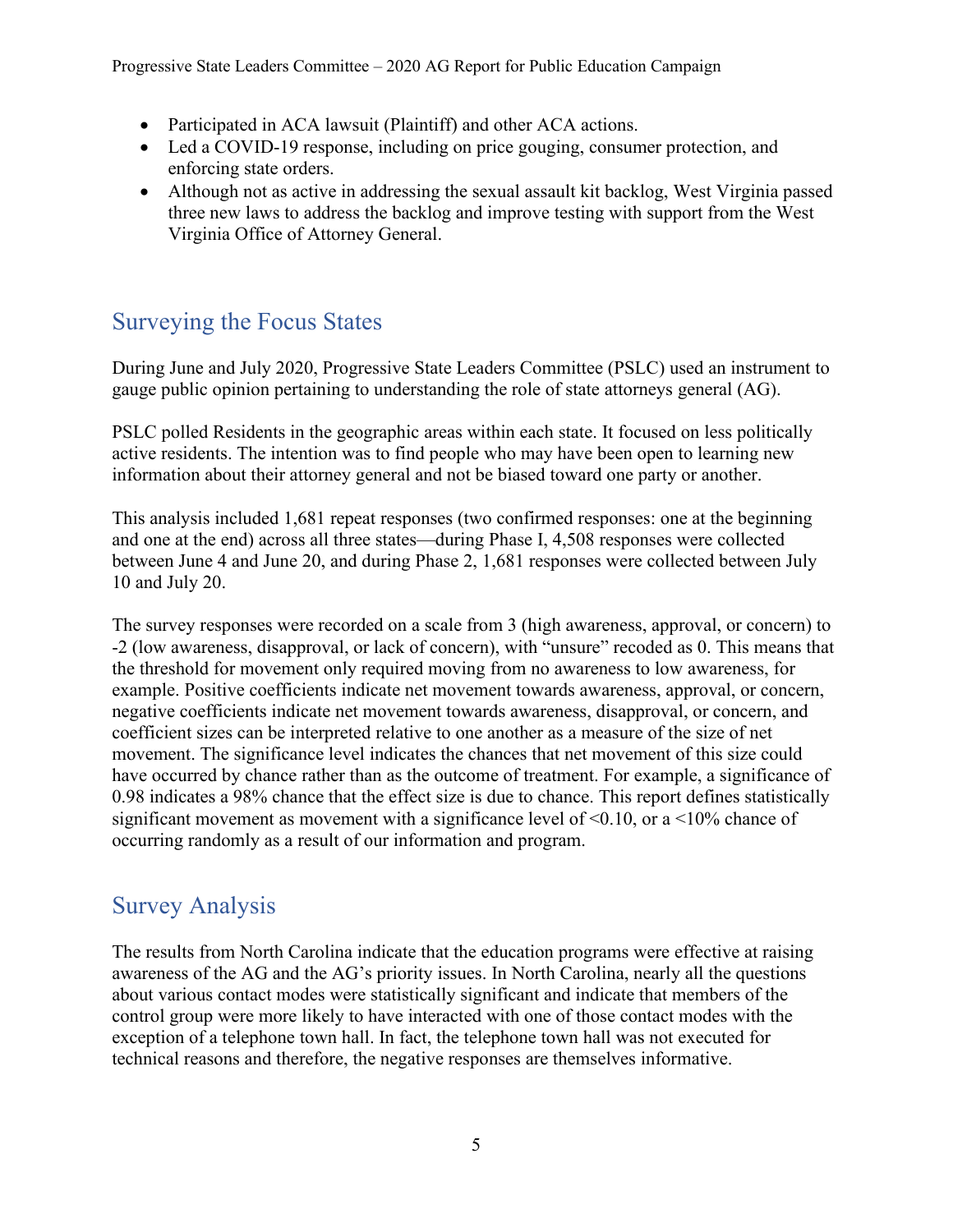- Participated in ACA lawsuit (Plaintiff) and other ACA actions.
- Led a COVID-19 response, including on price gouging, consumer protection, and enforcing state orders.
- Although not as active in addressing the sexual assault kit backlog, West Virginia passed three new laws to address the backlog and improve testing with support from the West Virginia Office of Attorney General.

## Surveying the Focus States

During June and July 2020, Progressive State Leaders Committee (PSLC) used an instrument to gauge public opinion pertaining to understanding the role of state attorneys general (AG).

PSLC polled Residents in the geographic areas within each state. It focused on less politically active residents. The intention was to find people who may have been open to learning new information about their attorney general and not be biased toward one party or another.

This analysis included 1,681 repeat responses (two confirmed responses: one at the beginning and one at the end) across all three states—during Phase I, 4,508 responses were collected between June 4 and June 20, and during Phase 2, 1,681 responses were collected between July 10 and July 20.

The survey responses were recorded on a scale from 3 (high awareness, approval, or concern) to -2 (low awareness, disapproval, or lack of concern), with "unsure" recoded as 0. This means that the threshold for movement only required moving from no awareness to low awareness, for example. Positive coefficients indicate net movement towards awareness, approval, or concern, negative coefficients indicate net movement towards awareness, disapproval, or concern, and coefficient sizes can be interpreted relative to one another as a measure of the size of net movement. The significance level indicates the chances that net movement of this size could have occurred by chance rather than as the outcome of treatment. For example, a significance of 0.98 indicates a 98% chance that the effect size is due to chance. This report defines statistically significant movement as movement with a significance level of <0.10, or a <10% chance of occurring randomly as a result of our information and program.

## Survey Analysis

The results from North Carolina indicate that the education programs were effective at raising awareness of the AG and the AG's priority issues. In North Carolina, nearly all the questions about various contact modes were statistically significant and indicate that members of the control group were more likely to have interacted with one of those contact modes with the exception of a telephone town hall. In fact, the telephone town hall was not executed for technical reasons and therefore, the negative responses are themselves informative.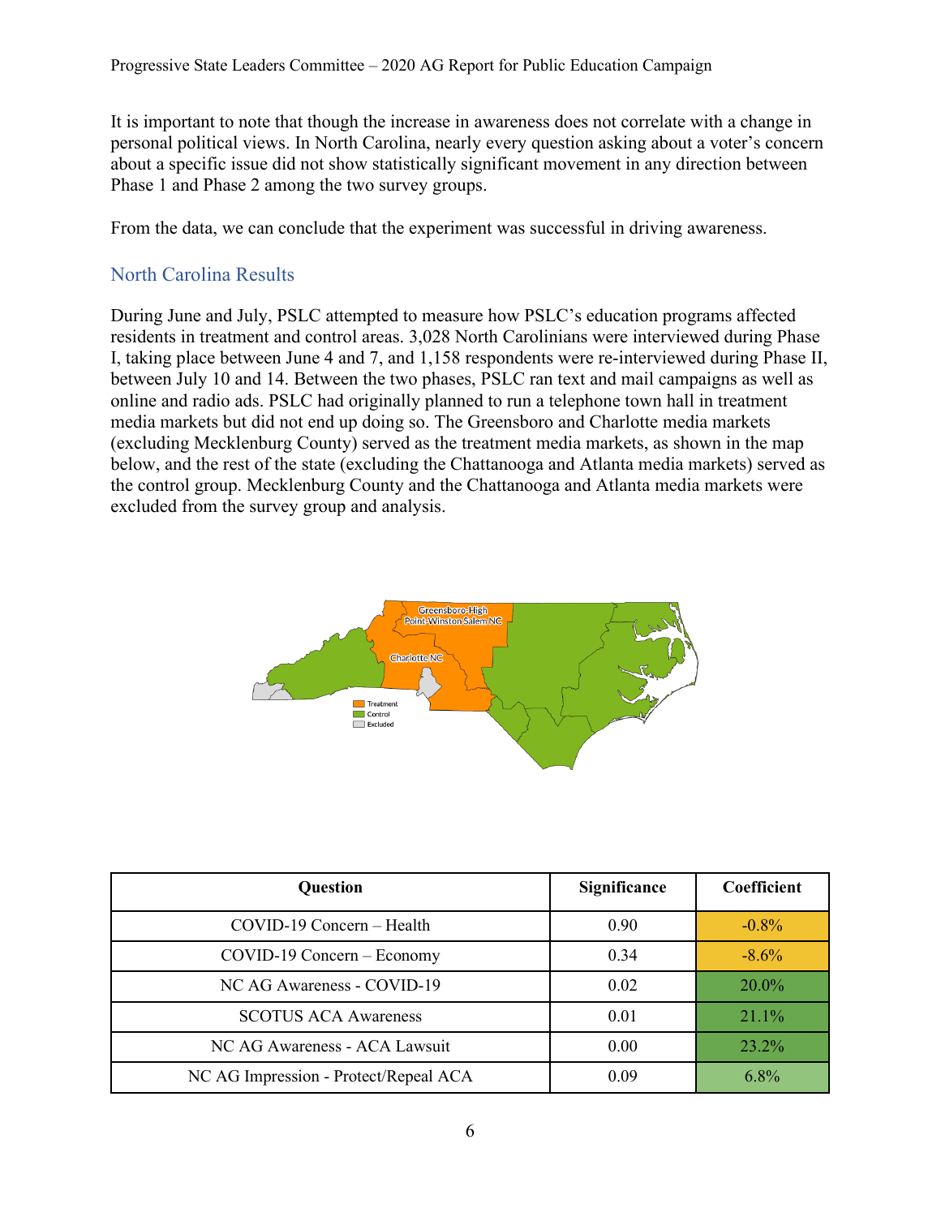It is important to note that though the increase in awareness does not correlate with a change in personal political views. In North Carolina, nearly every question asking about a voter's concern about a specific issue did not show statistically significant movement in any direction between Phase 1 and Phase 2 among the two survey groups.

From the data, we can conclude that the experiment was successful in driving awareness.

## North Carolina Results

During June and July, PSLC attempted to measure how PSLC's education programs affected residents in treatment and control areas. 3,028 North Carolinians were interviewed during Phase I, taking place between June 4 and 7, and 1,158 respondents were re-interviewed during Phase II, between July 10 and 14. Between the two phases, PSLC ran text and mail campaigns as well as online and radio ads. PSLC had originally planned to run a telephone town hall in treatment media markets but did not end up doing so. The Greensboro and Charlotte media markets (excluding Mecklenburg County) served as the treatment media markets, as shown in the map below, and the rest of the state (excluding the Chattanooga and Atlanta media markets) served as the control group. Mecklenburg County and the Chattanooga and Atlanta media markets were excluded from the survey group and analysis.

| Question | Significance | Coefficient |
|---|---|---|
| COVID-19 Concern – Health | 0.90 | -0.8% |
| COVID-19 Concern – Economy | 0.34 | -8.6% |
| NC AG Awareness - COVID-19 | 0.02 | 20.0% |
| SCOTUS ACA Awareness | 0.01 | 21.1% |
| NC AG Awareness - ACA Lawsuit | 0.00 | 23.2% |
| NC AG Impression - Protect/Repeal ACA | 0.09 | 6.8% |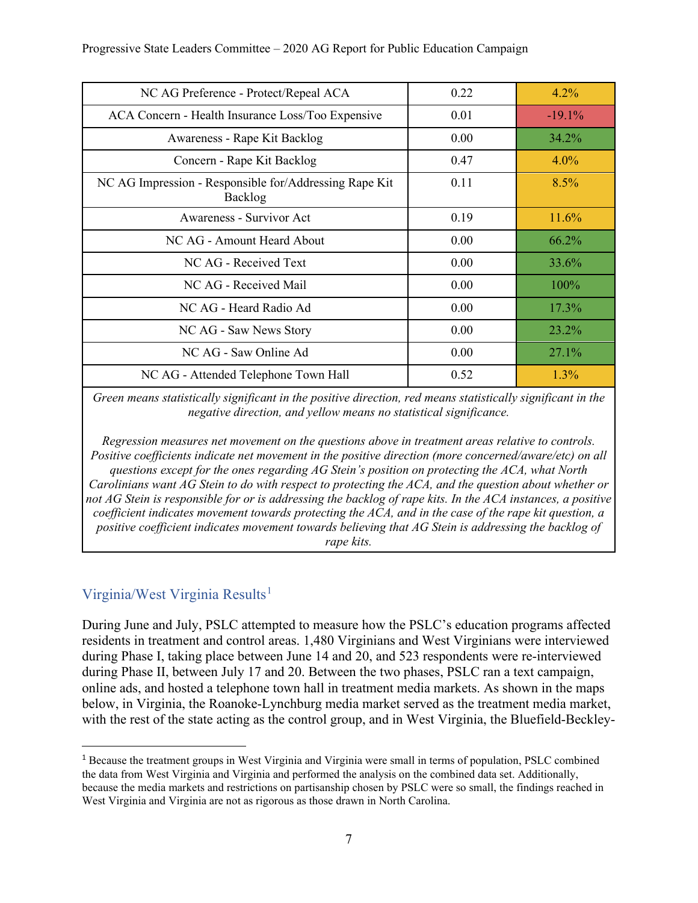| NC AG Preference - Protect/Repeal ACA | 0.22 | 4.2% |
| --- | --- | --- |
| ACA Concern - Health Insurance Loss/Too Expensive | 0.01 | -19.1% |
| Awareness - Rape Kit Backlog | 0.00 | 34.2% |
| Concern - Rape Kit Backlog | 0.47 | 4.0% |
| NC AG Impression - Responsible for/Addressing Rape Kit Backlog | 0.11 | 8.5% |
| Awareness - Survivor Act | 0.19 | 11.6% |
| NC AG - Amount Heard About | 0.00 | 66.2% |
| NC AG - Received Text | 0.00 | 33.6% |
| NC AG - Received Mail | 0.00 | 100% |
| NC AG - Heard Radio Ad | 0.00 | 17.3% |
| NC AG - Saw News Story | 0.00 | 23.2% |
| NC AG - Saw Online Ad | 0.00 | 27.1% |
| NC AG - Attended Telephone Town Hall | 0.52 | 1.3% |

*Green means statistically significant in the positive direction, red means statistically significant in the negative direction, and yellow means no statistical significance.*

*Regression measures net movement on the questions above in treatment areas relative to controls. Positive coefficients indicate net movement in the positive direction (more concerned/aware/etc) on all questions except for the ones regarding AG Stein's position on protecting the ACA, what North Carolinians want AG Stein to do with respect to protecting the ACA, and the question about whether or not AG Stein is responsible for or is addressing the backlog of rape kits. In the ACA instances, a positive coefficient indicates movement towards protecting the ACA, and in the case of the rape kit question, a positive coefficient indicates movement towards believing that AG Stein is addressing the backlog of rape kits.*

## Virginia/West Virginia Results[1]

During June and July, PSLC attempted to measure how the PSLC's education programs affected residents in treatment and control areas. 1,480 Virginians and West Virginians were interviewed during Phase I, taking place between June 14 and 20, and 523 respondents were re-interviewed during Phase II, between July 17 and 20. Between the two phases, PSLC ran a text campaign, online ads, and hosted a telephone town hall in treatment media markets. As shown in the maps below, in Virginia, the Roanoke-Lynchburg media market served as the treatment media market, with the rest of the state acting as the control group, and in West Virginia, the Bluefield-Beckley-

[1] Because the treatment groups in West Virginia and Virginia were small in terms of population, PSLC combined the data from West Virginia and Virginia and performed the analysis on the combined data set. Additionally, because the media markets and restrictions on partisanship chosen by PSLC were so small, the findings reached in West Virginia and Virginia are not as rigorous as those drawn in North Carolina.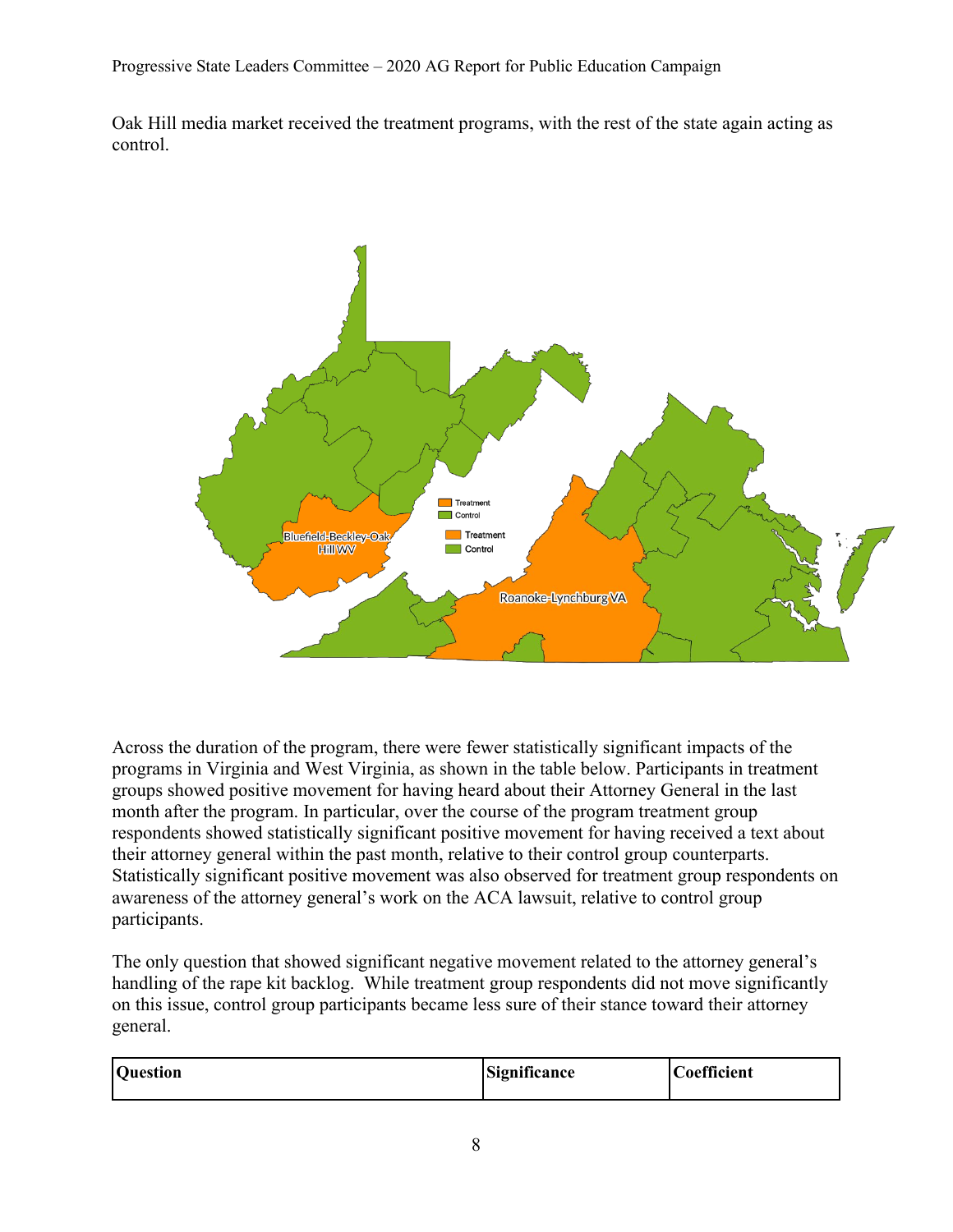Oak Hill media market received the treatment programs, with the rest of the state again acting as control.

Across the duration of the program, there were fewer statistically significant impacts of the programs in Virginia and West Virginia, as shown in the table below. Participants in treatment groups showed positive movement for having heard about their Attorney General in the last month after the program. In particular, over the course of the program treatment group respondents showed statistically significant positive movement for having received a text about their attorney general within the past month, relative to their control group counterparts. Statistically significant positive movement was also observed for treatment group respondents on awareness of the attorney general's work on the ACA lawsuit, relative to control group participants.

The only question that showed significant negative movement related to the attorney general's handling of the rape kit backlog. While treatment group respondents did not move significantly on this issue, control group participants became less sure of their stance toward their attorney general.

| Question | Significance | Coefficient |
|---|---|---|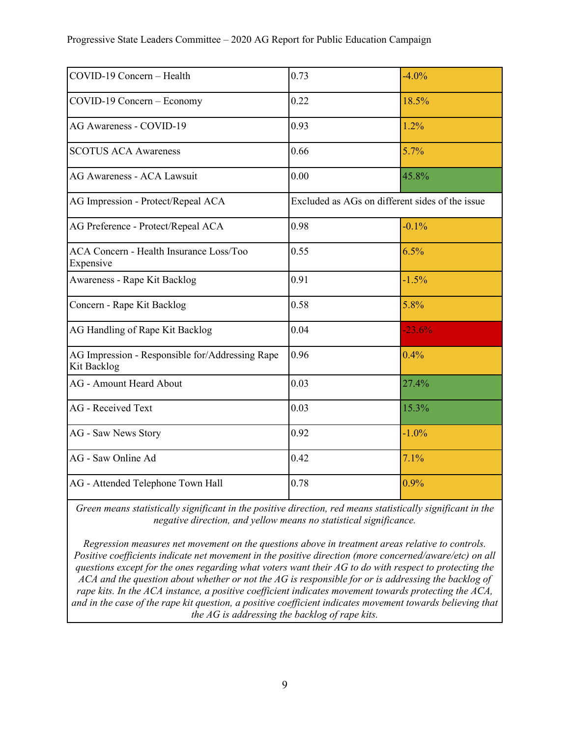| | | |
|---|---|---|
| COVID-19 Concern – Health | 0.73 | -4.0% |
| COVID-19 Concern – Economy | 0.22 | 18.5% |
| AG Awareness - COVID-19 | 0.93 | 1.2% |
| SCOTUS ACA Awareness | 0.66 | 5.7% |
| AG Awareness - ACA Lawsuit | 0.00 | 45.8% |
| AG Impression - Protect/Repeal ACA | Excluded as AGs on different sides of the issue | |
| AG Preference - Protect/Repeal ACA | 0.98 | -0.1% |
| ACA Concern - Health Insurance Loss/Too Expensive | 0.55 | 6.5% |
| Awareness - Rape Kit Backlog | 0.91 | -1.5% |
| Concern - Rape Kit Backlog | 0.58 | 5.8% |
| AG Handling of Rape Kit Backlog | 0.04 | -23.6% |
| AG Impression - Responsible for/Addressing Rape Kit Backlog | 0.96 | 0.4% |
| AG - Amount Heard About | 0.03 | 27.4% |
| AG - Received Text | 0.03 | 15.3% |
| AG - Saw News Story | 0.92 | -1.0% |
| AG - Saw Online Ad | 0.42 | 7.1% |
| AG - Attended Telephone Town Hall | 0.78 | 0.9% |

*Green means statistically significant in the positive direction, red means statistically significant in the negative direction, and yellow means no statistical significance.*

*Regression measures net movement on the questions above in treatment areas relative to controls. Positive coefficients indicate net movement in the positive direction (more concerned/aware/etc) on all questions except for the ones regarding what voters want their AG to do with respect to protecting the ACA and the question about whether or not the AG is responsible for or is addressing the backlog of rape kits. In the ACA instance, a positive coefficient indicates movement towards protecting the ACA, and in the case of the rape kit question, a positive coefficient indicates movement towards believing that the AG is addressing the backlog of rape kits.*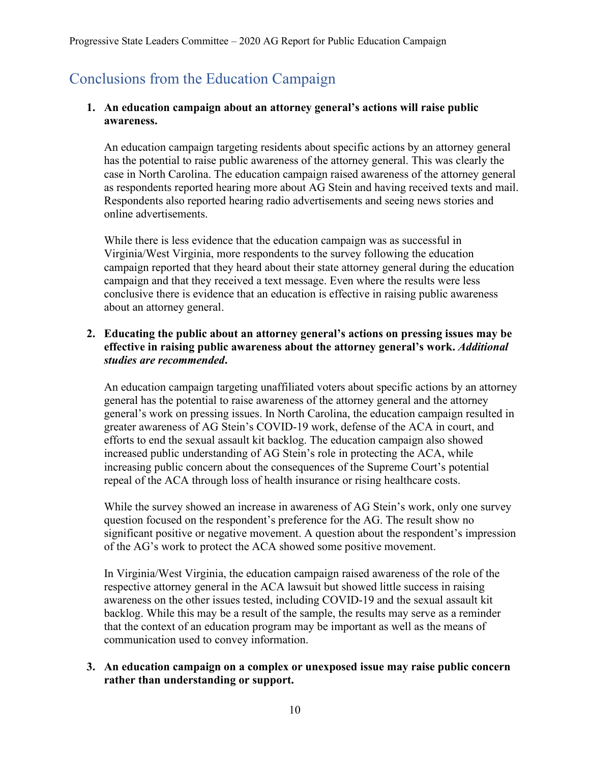## Conclusions from the Education Campaign

1. **An education campaign about an attorney general's actions will raise public awareness.**

   An education campaign targeting residents about specific actions by an attorney general has the potential to raise public awareness of the attorney general. This was clearly the case in North Carolina. The education campaign raised awareness of the attorney general as respondents reported hearing more about AG Stein and having received texts and mail. Respondents also reported hearing radio advertisements and seeing news stories and online advertisements.

   While there is less evidence that the education campaign was as successful in Virginia/West Virginia, more respondents to the survey following the education campaign reported that they heard about their state attorney general during the education campaign and that they received a text message. Even where the results were less conclusive there is evidence that an education is effective in raising public awareness about an attorney general.

2. **Educating the public about an attorney general's actions on pressing issues may be effective in raising public awareness about the attorney general's work. *Additional studies are recommended*.**

   An education campaign targeting unaffiliated voters about specific actions by an attorney general has the potential to raise awareness of the attorney general and the attorney general's work on pressing issues. In North Carolina, the education campaign resulted in greater awareness of AG Stein's COVID-19 work, defense of the ACA in court, and efforts to end the sexual assault kit backlog. The education campaign also showed increased public understanding of AG Stein's role in protecting the ACA, while increasing public concern about the consequences of the Supreme Court's potential repeal of the ACA through loss of health insurance or rising healthcare costs.

   While the survey showed an increase in awareness of AG Stein's work, only one survey question focused on the respondent's preference for the AG. The result show no significant positive or negative movement. A question about the respondent's impression of the AG's work to protect the ACA showed some positive movement.

   In Virginia/West Virginia, the education campaign raised awareness of the role of the respective attorney general in the ACA lawsuit but showed little success in raising awareness on the other issues tested, including COVID-19 and the sexual assault kit backlog. While this may be a result of the sample, the results may serve as a reminder that the context of an education program may be important as well as the means of communication used to convey information.

3. **An education campaign on a complex or unexposed issue may raise public concern rather than understanding or support.**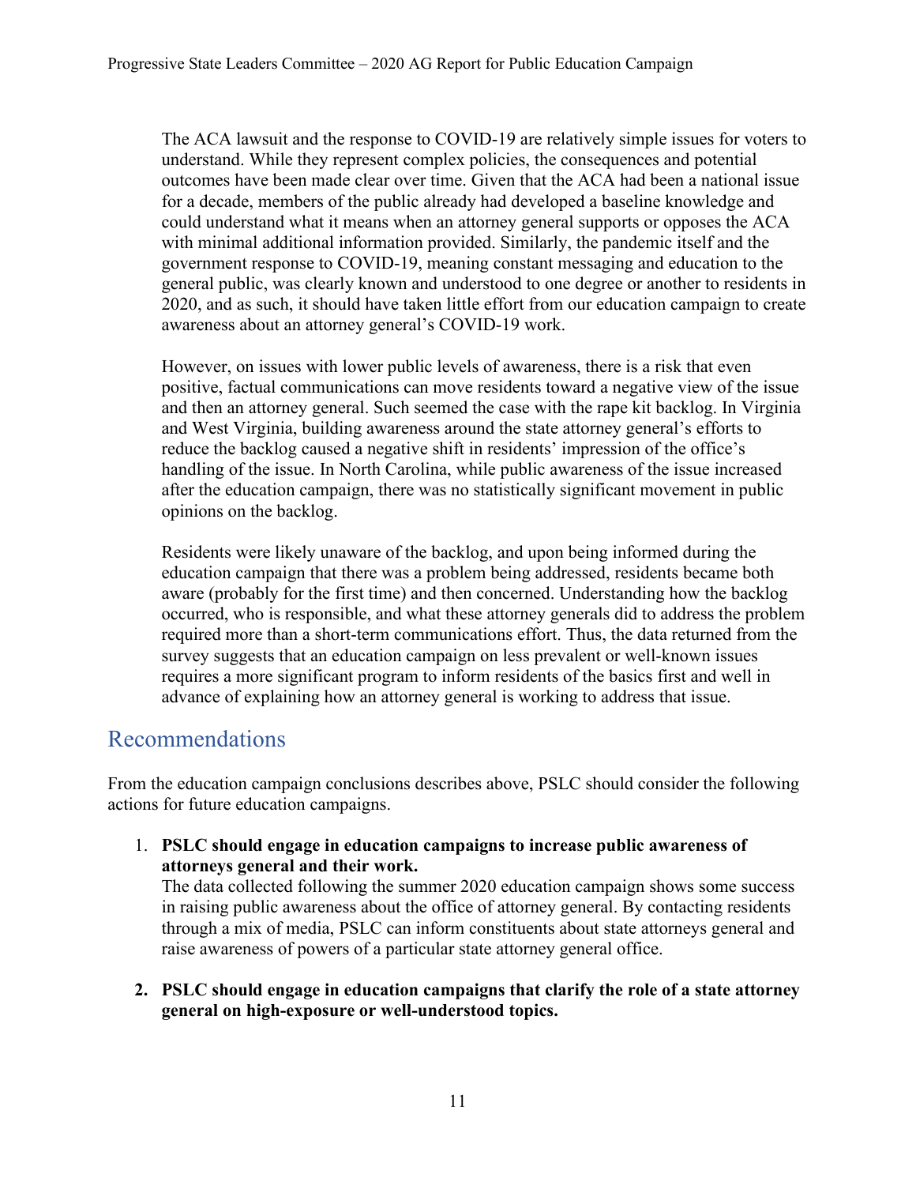The ACA lawsuit and the response to COVID-19 are relatively simple issues for voters to understand. While they represent complex policies, the consequences and potential outcomes have been made clear over time. Given that the ACA had been a national issue for a decade, members of the public already had developed a baseline knowledge and could understand what it means when an attorney general supports or opposes the ACA with minimal additional information provided. Similarly, the pandemic itself and the government response to COVID-19, meaning constant messaging and education to the general public, was clearly known and understood to one degree or another to residents in 2020, and as such, it should have taken little effort from our education campaign to create awareness about an attorney general's COVID-19 work.

However, on issues with lower public levels of awareness, there is a risk that even positive, factual communications can move residents toward a negative view of the issue and then an attorney general. Such seemed the case with the rape kit backlog. In Virginia and West Virginia, building awareness around the state attorney general's efforts to reduce the backlog caused a negative shift in residents' impression of the office's handling of the issue. In North Carolina, while public awareness of the issue increased after the education campaign, there was no statistically significant movement in public opinions on the backlog.

Residents were likely unaware of the backlog, and upon being informed during the education campaign that there was a problem being addressed, residents became both aware (probably for the first time) and then concerned. Understanding how the backlog occurred, who is responsible, and what these attorney generals did to address the problem required more than a short-term communications effort. Thus, the data returned from the survey suggests that an education campaign on less prevalent or well-known issues requires a more significant program to inform residents of the basics first and well in advance of explaining how an attorney general is working to address that issue.

## Recommendations

From the education campaign conclusions describes above, PSLC should consider the following actions for future education campaigns.

1. **PSLC should engage in education campaigns to increase public awareness of attorneys general and their work.**
   The data collected following the summer 2020 education campaign shows some success in raising public awareness about the office of attorney general. By contacting residents through a mix of media, PSLC can inform constituents about state attorneys general and raise awareness of powers of a particular state attorney general office.

2. **PSLC should engage in education campaigns that clarify the role of a state attorney general on high-exposure or well-understood topics.**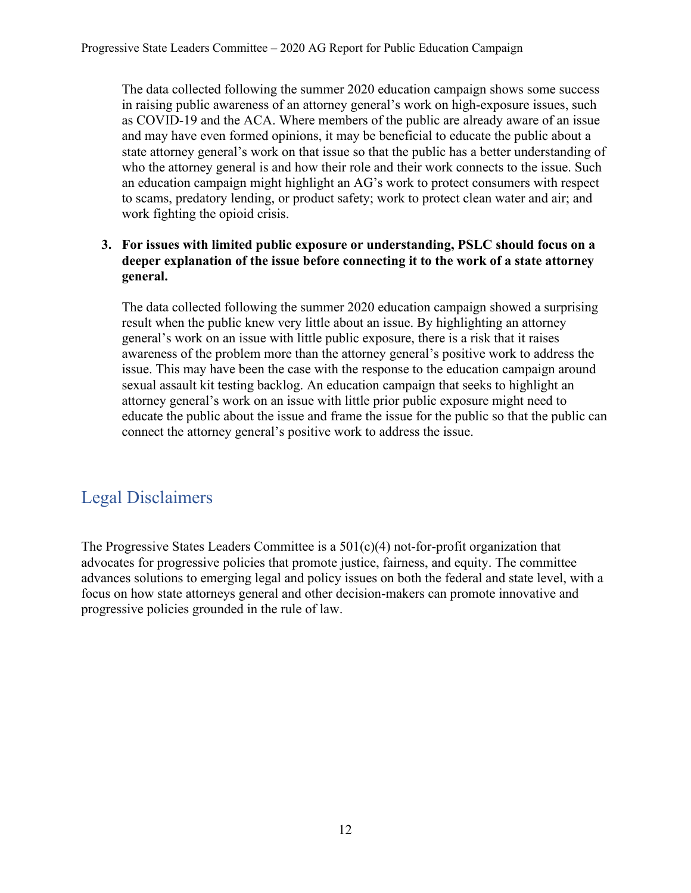The data collected following the summer 2020 education campaign shows some success in raising public awareness of an attorney general's work on high-exposure issues, such as COVID-19 and the ACA. Where members of the public are already aware of an issue and may have even formed opinions, it may be beneficial to educate the public about a state attorney general's work on that issue so that the public has a better understanding of who the attorney general is and how their role and their work connects to the issue. Such an education campaign might highlight an AG's work to protect consumers with respect to scams, predatory lending, or product safety; work to protect clean water and air; and work fighting the opioid crisis.

3. **For issues with limited public exposure or understanding, PSLC should focus on a deeper explanation of the issue before connecting it to the work of a state attorney general.**

   The data collected following the summer 2020 education campaign showed a surprising result when the public knew very little about an issue. By highlighting an attorney general's work on an issue with little public exposure, there is a risk that it raises awareness of the problem more than the attorney general's positive work to address the issue. This may have been the case with the response to the education campaign around sexual assault kit testing backlog. An education campaign that seeks to highlight an attorney general's work on an issue with little prior public exposure might need to educate the public about the issue and frame the issue for the public so that the public can connect the attorney general's positive work to address the issue.

## Legal Disclaimers

The Progressive States Leaders Committee is a 501(c)(4) not-for-profit organization that advocates for progressive policies that promote justice, fairness, and equity. The committee advances solutions to emerging legal and policy issues on both the federal and state level, with a focus on how state attorneys general and other decision-makers can promote innovative and progressive policies grounded in the rule of law.